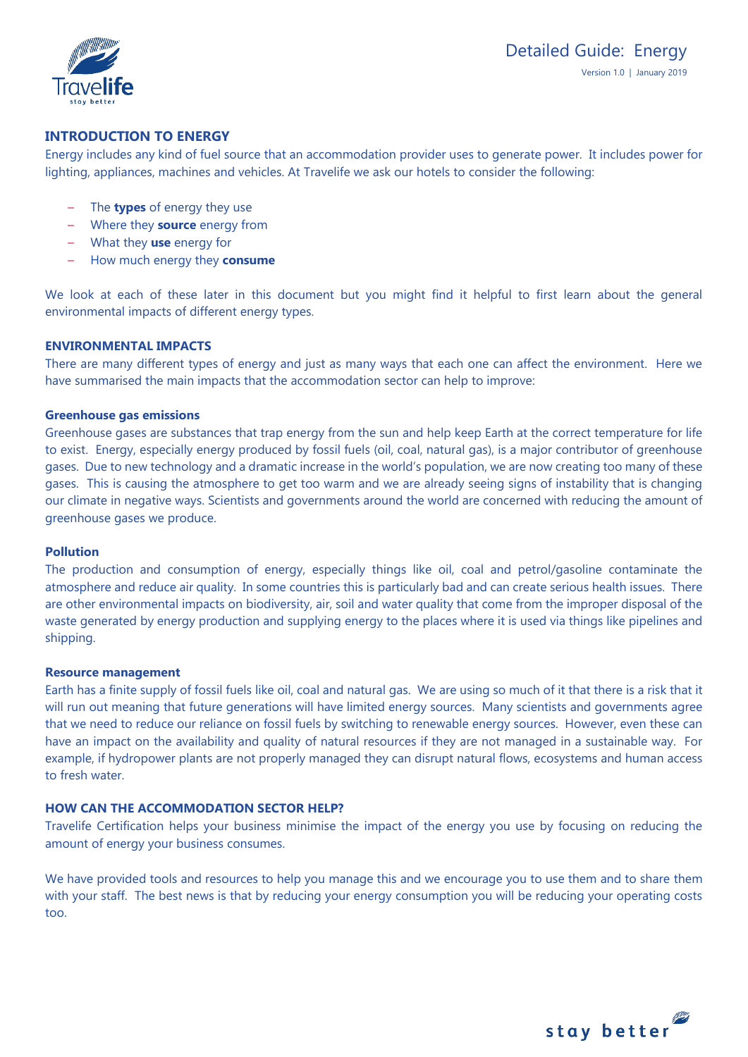# Detailed Guide: Energy

Version 1.0 | January 2019

## INTRODUCTION TO ENERGY

Energy includes any kind of fuel source that an accommodation provider uses to generate power. It includes power for lighting, appliances, machines and vehicles. At Travelife we ask our hotels to consider the following:

- The **types** of energy they use
- Where they **source** energy from
- What they **use** energy for
- How much energy they **consume**

We look at each of these later in this document but you might find it helpful to first learn about the general environmental impacts of different energy types.

## ENVIRONMENTAL IMPACTS

There are many different types of energy and just as many ways that each one can affect the environment. Here we have summarised the main impacts that the accommodation sector can help to improve:

### Greenhouse gas emissions

Greenhouse gases are substances that trap energy from the sun and help keep Earth at the correct temperature for life to exist. Energy, especially energy produced by fossil fuels (oil, coal, natural gas), is a major contributor of greenhouse gases. Due to new technology and a dramatic increase in the world's population, we are now creating too many of these gases. This is causing the atmosphere to get too warm and we are already seeing signs of instability that is changing our climate in negative ways. Scientists and governments around the world are concerned with reducing the amount of greenhouse gases we produce.

### Pollution

The production and consumption of energy, especially things like oil, coal and petrol/gasoline contaminate the atmosphere and reduce air quality. In some countries this is particularly bad and can create serious health issues. There are other environmental impacts on biodiversity, air, soil and water quality that come from the improper disposal of the waste generated by energy production and supplying energy to the places where it is used via things like pipelines and shipping.

### Resource management

Earth has a finite supply of fossil fuels like oil, coal and natural gas. We are using so much of it that there is a risk that it will run out meaning that future generations will have limited energy sources. Many scientists and governments agree that we need to reduce our reliance on fossil fuels by switching to renewable energy sources. However, even these can have an impact on the availability and quality of natural resources if they are not managed in a sustainable way. For example, if hydropower plants are not properly managed they can disrupt natural flows, ecosystems and human access to fresh water.

## HOW CAN THE ACCOMMODATION SECTOR HELP?

Travelife Certification helps your business minimise the impact of the energy you use by focusing on reducing the amount of energy your business consumes.

We have provided tools and resources to help you manage this and we encourage you to use them and to share them with your staff. The best news is that by reducing your energy consumption you will be reducing your operating costs too.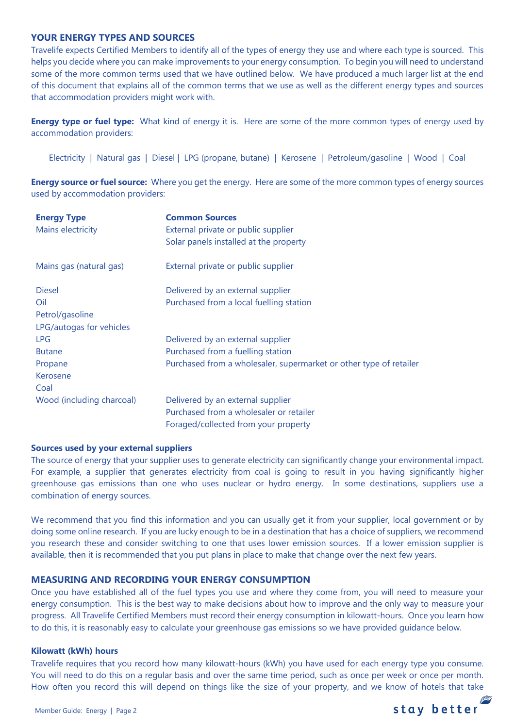## YOUR ENERGY TYPES AND SOURCES

Travelife expects Certified Members to identify all of the types of energy they use and where each type is sourced. This helps you decide where you can make improvements to your energy consumption. To begin you will need to understand some of the more common terms used that we have outlined below. We have produced a much larger list at the end of this document that explains all of the common terms that we use as well as the different energy types and sources that accommodation providers might work with.

**Energy type or fuel type:** What kind of energy it is. Here are some of the more common types of energy used by accommodation providers:

Electricity | Natural gas | Diesel | LPG (propane, butane) | Kerosene | Petroleum/gasoline | Wood | Coal

**Energy source or fuel source:** Where you get the energy. Here are some of the more common types of energy sources used by accommodation providers:

| Energy Type | Common Sources |
| --- | --- |
| Mains electricity | External private or public supplier<br>Solar panels installed at the property |
| Mains gas (natural gas) | External private or public supplier |
| Diesel<br>Oil<br>Petrol/gasoline<br>LPG/autogas for vehicles | Delivered by an external supplier<br>Purchased from a local fuelling station |
| LPG<br>Butane<br>Propane<br>Kerosene<br>Coal | Delivered by an external supplier<br>Purchased from a fuelling station<br>Purchased from a wholesaler, supermarket or other type of retailer |
| Wood (including charcoal) | Delivered by an external supplier<br>Purchased from a wholesaler or retailer<br>Foraged/collected from your property |

### Sources used by your external suppliers

The source of energy that your supplier uses to generate electricity can significantly change your environmental impact. For example, a supplier that generates electricity from coal is going to result in you having significantly higher greenhouse gas emissions than one who uses nuclear or hydro energy. In some destinations, suppliers use a combination of energy sources.

We recommend that you find this information and you can usually get it from your supplier, local government or by doing some online research. If you are lucky enough to be in a destination that has a choice of suppliers, we recommend you research these and consider switching to one that uses lower emission sources. If a lower emission supplier is available, then it is recommended that you put plans in place to make that change over the next few years.

## MEASURING AND RECORDING YOUR ENERGY CONSUMPTION

Once you have established all of the fuel types you use and where they come from, you will need to measure your energy consumption. This is the best way to make decisions about how to improve and the only way to measure your progress. All Travelife Certified Members must record their energy consumption in kilowatt-hours. Once you learn how to do this, it is reasonably easy to calculate your greenhouse gas emissions so we have provided guidance below.

### Kilowatt (kWh) hours

Travelife requires that you record how many kilowatt-hours (kWh) you have used for each energy type you consume. You will need to do this on a regular basis and over the same time period, such as once per week or once per month. How often you record this will depend on things like the size of your property, and we know of hotels that take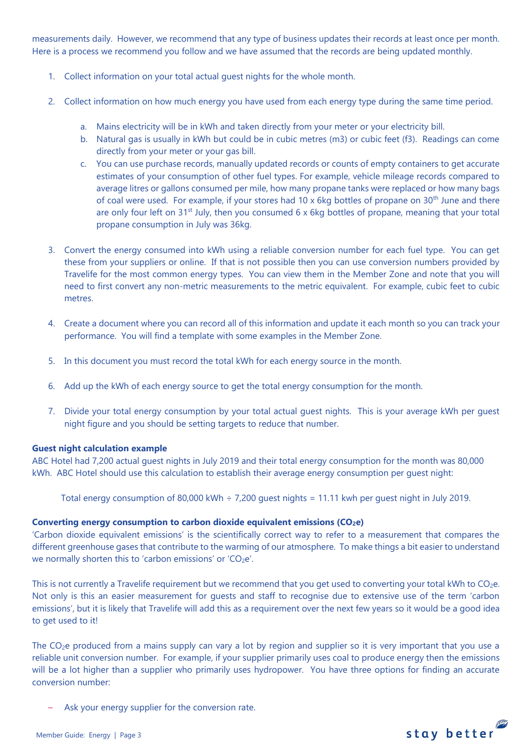measurements daily. However, we recommend that any type of business updates their records at least once per month. Here is a process we recommend you follow and we have assumed that the records are being updated monthly.

1. Collect information on your total actual guest nights for the whole month.

2. Collect information on how much energy you have used from each energy type during the same time period.

   a. Mains electricity will be in kWh and taken directly from your meter or your electricity bill.
   b. Natural gas is usually in kWh but could be in cubic metres (m3) or cubic feet (f3). Readings can come directly from your meter or your gas bill.
   c. You can use purchase records, manually updated records or counts of empty containers to get accurate estimates of your consumption of other fuel types. For example, vehicle mileage records compared to average litres or gallons consumed per mile, how many propane tanks were replaced or how many bags of coal were used. For example, if your stores had 10 x 6kg bottles of propane on 30th June and there are only four left on 31st July, then you consumed 6 x 6kg bottles of propane, meaning that your total propane consumption in July was 36kg.

3. Convert the energy consumed into kWh using a reliable conversion number for each fuel type. You can get these from your suppliers or online. If that is not possible then you can use conversion numbers provided by Travelife for the most common energy types. You can view them in the Member Zone and note that you will need to first convert any non-metric measurements to the metric equivalent. For example, cubic feet to cubic metres.

4. Create a document where you can record all of this information and update it each month so you can track your performance. You will find a template with some examples in the Member Zone.

5. In this document you must record the total kWh for each energy source in the month.

6. Add up the kWh of each energy source to get the total energy consumption for the month.

7. Divide your total energy consumption by your total actual guest nights. This is your average kWh per guest night figure and you should be setting targets to reduce that number.

**Guest night calculation example**

ABC Hotel had 7,200 actual guest nights in July 2019 and their total energy consumption for the month was 80,000 kWh. ABC Hotel should use this calculation to establish their average energy consumption per guest night:

Total energy consumption of 80,000 kWh ÷ 7,200 guest nights = 11.11 kwh per guest night in July 2019.

**Converting energy consumption to carbon dioxide equivalent emissions ($CO_2e$)**

'Carbon dioxide equivalent emissions' is the scientifically correct way to refer to a measurement that compares the different greenhouse gases that contribute to the warming of our atmosphere. To make things a bit easier to understand we normally shorten this to 'carbon emissions' or '$CO_2e$'.

This is not currently a Travelife requirement but we recommend that you get used to converting your total kWh to $CO_2e$. Not only is this an easier measurement for guests and staff to recognise due to extensive use of the term 'carbon emissions', but it is likely that Travelife will add this as a requirement over the next few years so it would be a good idea to get used to it!

The $CO_2e$ produced from a mains supply can vary a lot by region and supplier so it is very important that you use a reliable unit conversion number. For example, if your supplier primarily uses coal to produce energy then the emissions will be a lot higher than a supplier who primarily uses hydropower. You have three options for finding an accurate conversion number:

- Ask your energy supplier for the conversion rate.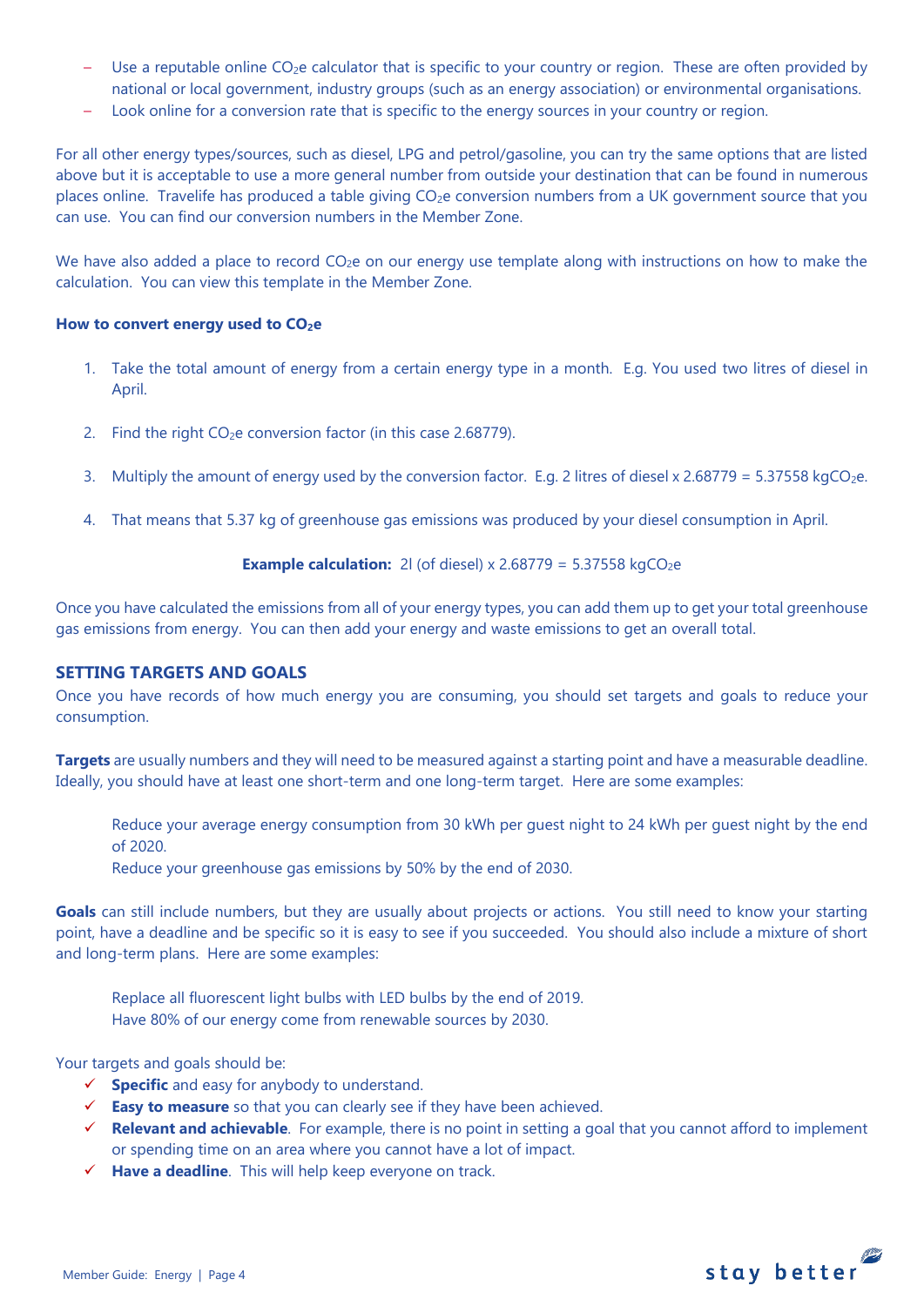- Use a reputable online $CO_2e$ calculator that is specific to your country or region. These are often provided by national or local government, industry groups (such as an energy association) or environmental organisations.
- Look online for a conversion rate that is specific to the energy sources in your country or region.

For all other energy types/sources, such as diesel, LPG and petrol/gasoline, you can try the same options that are listed above but it is acceptable to use a more general number from outside your destination that can be found in numerous places online. Travelife has produced a table giving $CO_2e$ conversion numbers from a UK government source that you can use. You can find our conversion numbers in the Member Zone.

We have also added a place to record $CO_2e$ on our energy use template along with instructions on how to make the calculation. You can view this template in the Member Zone.

**How to convert energy used to $CO_2e$**

1. Take the total amount of energy from a certain energy type in a month. E.g. You used two litres of diesel in April.
2. Find the right $CO_2e$ conversion factor (in this case 2.68779).
3. Multiply the amount of energy used by the conversion factor. E.g. 2 litres of diesel x 2.68779 = 5.37558 $kgCO_2e$.
4. That means that 5.37 kg of greenhouse gas emissions was produced by your diesel consumption in April.

**Example calculation:** 2l (of diesel) x 2.68779 = 5.37558 $kgCO_2e$

Once you have calculated the emissions from all of your energy types, you can add them up to get your total greenhouse gas emissions from energy. You can then add your energy and waste emissions to get an overall total.

## SETTING TARGETS AND GOALS

Once you have records of how much energy you are consuming, you should set targets and goals to reduce your consumption.

**Targets** are usually numbers and they will need to be measured against a starting point and have a measurable deadline. Ideally, you should have at least one short-term and one long-term target. Here are some examples:

Reduce your average energy consumption from 30 kWh per guest night to 24 kWh per guest night by the end of 2020.
Reduce your greenhouse gas emissions by 50% by the end of 2030.

**Goals** can still include numbers, but they are usually about projects or actions. You still need to know your starting point, have a deadline and be specific so it is easy to see if you succeeded. You should also include a mixture of short and long-term plans. Here are some examples:

Replace all fluorescent light bulbs with LED bulbs by the end of 2019.
Have 80% of our energy come from renewable sources by 2030.

Your targets and goals should be:

- ✓ **Specific** and easy for anybody to understand.
- ✓ **Easy to measure** so that you can clearly see if they have been achieved.
- ✓ **Relevant and achievable**. For example, there is no point in setting a goal that you cannot afford to implement or spending time on an area where you cannot have a lot of impact.
- ✓ **Have a deadline**. This will help keep everyone on track.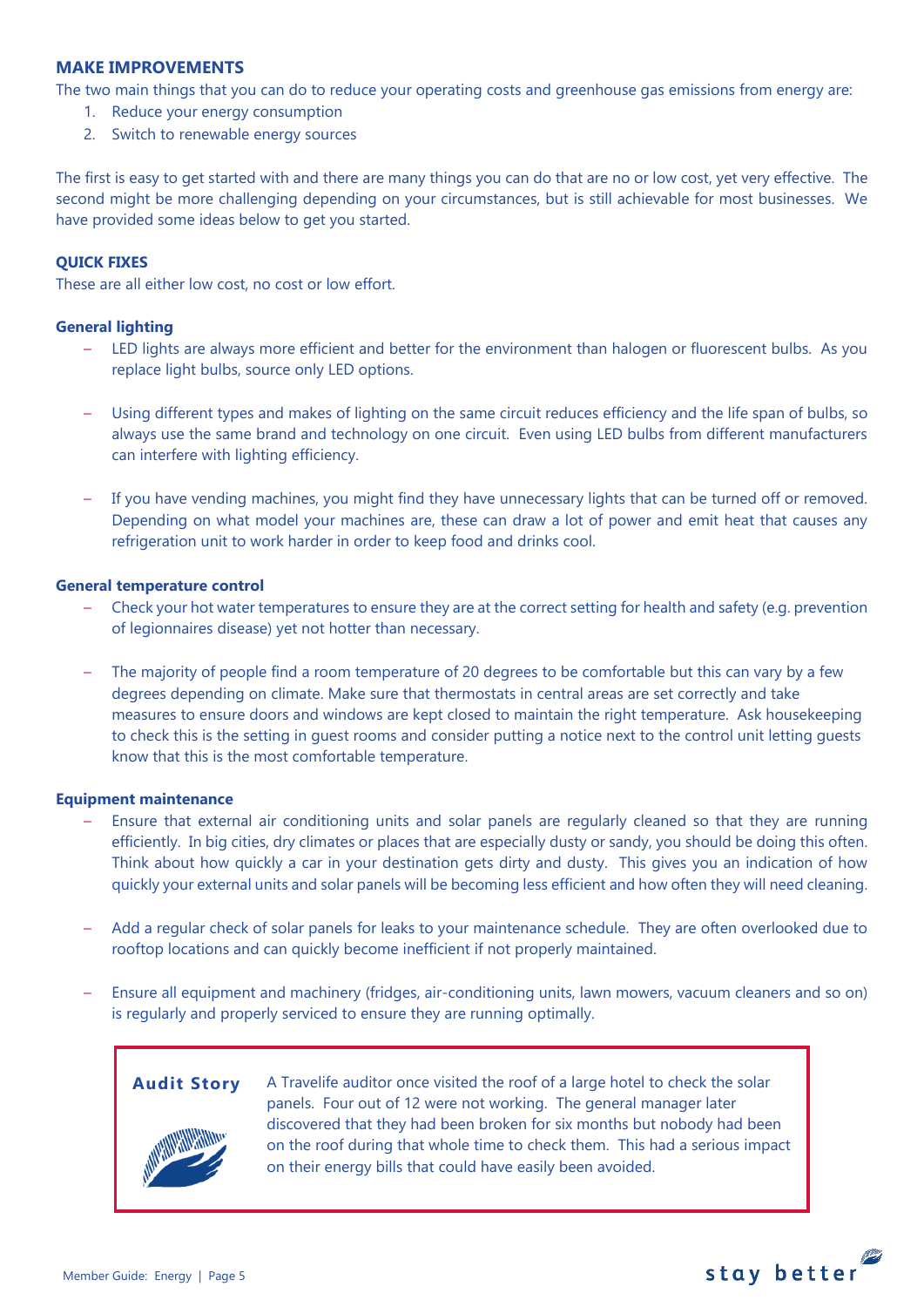## MAKE IMPROVEMENTS

The two main things that you can do to reduce your operating costs and greenhouse gas emissions from energy are:

1. Reduce your energy consumption
2. Switch to renewable energy sources

The first is easy to get started with and there are many things you can do that are no or low cost, yet very effective. The second might be more challenging depending on your circumstances, but is still achievable for most businesses. We have provided some ideas below to get you started.

### QUICK FIXES

These are all either low cost, no cost or low effort.

#### General lighting

- LED lights are always more efficient and better for the environment than halogen or fluorescent bulbs. As you replace light bulbs, source only LED options.
- Using different types and makes of lighting on the same circuit reduces efficiency and the life span of bulbs, so always use the same brand and technology on one circuit. Even using LED bulbs from different manufacturers can interfere with lighting efficiency.
- If you have vending machines, you might find they have unnecessary lights that can be turned off or removed. Depending on what model your machines are, these can draw a lot of power and emit heat that causes any refrigeration unit to work harder in order to keep food and drinks cool.

#### General temperature control

- Check your hot water temperatures to ensure they are at the correct setting for health and safety (e.g. prevention of legionnaires disease) yet not hotter than necessary.
- The majority of people find a room temperature of 20 degrees to be comfortable but this can vary by a few degrees depending on climate. Make sure that thermostats in central areas are set correctly and take measures to ensure doors and windows are kept closed to maintain the right temperature. Ask housekeeping to check this is the setting in guest rooms and consider putting a notice next to the control unit letting guests know that this is the most comfortable temperature.

#### Equipment maintenance

- Ensure that external air conditioning units and solar panels are regularly cleaned so that they are running efficiently. In big cities, dry climates or places that are especially dusty or sandy, you should be doing this often. Think about how quickly a car in your destination gets dirty and dusty. This gives you an indication of how quickly your external units and solar panels will be becoming less efficient and how often they will need cleaning.
- Add a regular check of solar panels for leaks to your maintenance schedule. They are often overlooked due to rooftop locations and can quickly become inefficient if not properly maintained.
- Ensure all equipment and machinery (fridges, air-conditioning units, lawn mowers, vacuum cleaners and so on) is regularly and properly serviced to ensure they are running optimally.

> **Audit Story**
>
> A Travelife auditor once visited the roof of a large hotel to check the solar panels. Four out of 12 were not working. The general manager later discovered that they had been broken for six months but nobody had been on the roof during that whole time to check them. This had a serious impact on their energy bills that could have easily been avoided.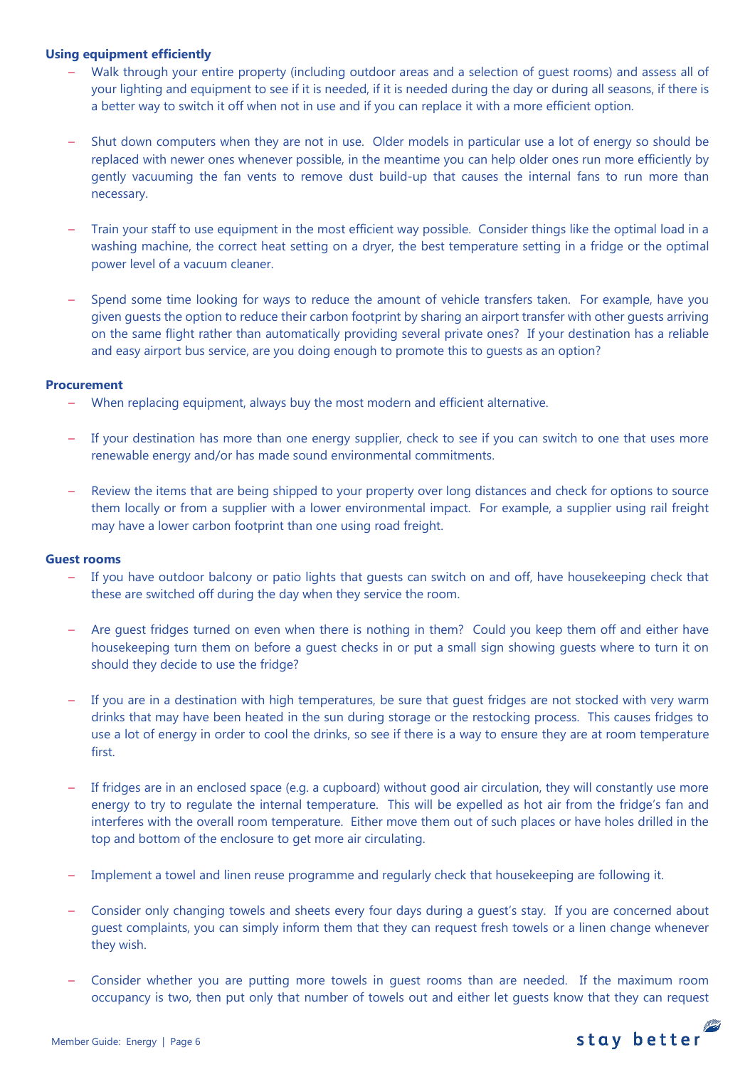**Using equipment efficiently**

- Walk through your entire property (including outdoor areas and a selection of guest rooms) and assess all of your lighting and equipment to see if it is needed, if it is needed during the day or during all seasons, if there is a better way to switch it off when not in use and if you can replace it with a more efficient option.

- Shut down computers when they are not in use. Older models in particular use a lot of energy so should be replaced with newer ones whenever possible, in the meantime you can help older ones run more efficiently by gently vacuuming the fan vents to remove dust build-up that causes the internal fans to run more than necessary.

- Train your staff to use equipment in the most efficient way possible. Consider things like the optimal load in a washing machine, the correct heat setting on a dryer, the best temperature setting in a fridge or the optimal power level of a vacuum cleaner.

- Spend some time looking for ways to reduce the amount of vehicle transfers taken. For example, have you given guests the option to reduce their carbon footprint by sharing an airport transfer with other guests arriving on the same flight rather than automatically providing several private ones? If your destination has a reliable and easy airport bus service, are you doing enough to promote this to guests as an option?

**Procurement**

- When replacing equipment, always buy the most modern and efficient alternative.

- If your destination has more than one energy supplier, check to see if you can switch to one that uses more renewable energy and/or has made sound environmental commitments.

- Review the items that are being shipped to your property over long distances and check for options to source them locally or from a supplier with a lower environmental impact. For example, a supplier using rail freight may have a lower carbon footprint than one using road freight.

**Guest rooms**

- If you have outdoor balcony or patio lights that guests can switch on and off, have housekeeping check that these are switched off during the day when they service the room.

- Are guest fridges turned on even when there is nothing in them? Could you keep them off and either have housekeeping turn them on before a guest checks in or put a small sign showing guests where to turn it on should they decide to use the fridge?

- If you are in a destination with high temperatures, be sure that guest fridges are not stocked with very warm drinks that may have been heated in the sun during storage or the restocking process. This causes fridges to use a lot of energy in order to cool the drinks, so see if there is a way to ensure they are at room temperature first.

- If fridges are in an enclosed space (e.g. a cupboard) without good air circulation, they will constantly use more energy to try to regulate the internal temperature. This will be expelled as hot air from the fridge's fan and interferes with the overall room temperature. Either move them out of such places or have holes drilled in the top and bottom of the enclosure to get more air circulating.

- Implement a towel and linen reuse programme and regularly check that housekeeping are following it.

- Consider only changing towels and sheets every four days during a guest's stay. If you are concerned about guest complaints, you can simply inform them that they can request fresh towels or a linen change whenever they wish.

- Consider whether you are putting more towels in guest rooms than are needed. If the maximum room occupancy is two, then put only that number of towels out and either let guests know that they can request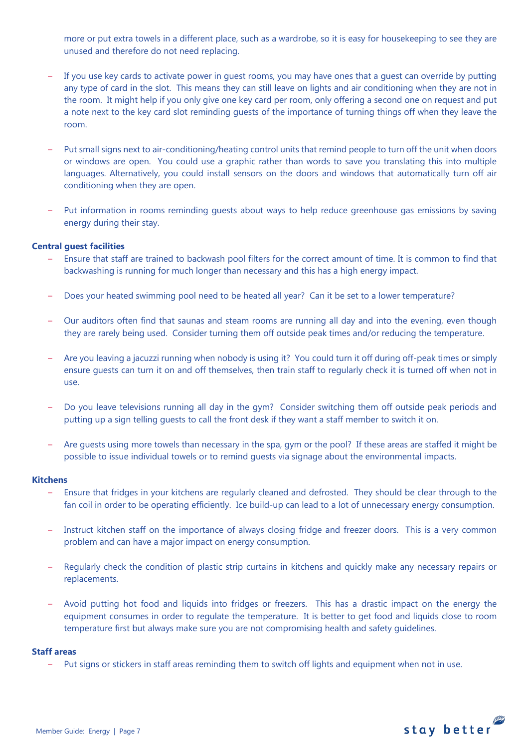more or put extra towels in a different place, such as a wardrobe, so it is easy for housekeeping to see they are unused and therefore do not need replacing.

- If you use key cards to activate power in guest rooms, you may have ones that a guest can override by putting any type of card in the slot. This means they can still leave on lights and air conditioning when they are not in the room. It might help if you only give one key card per room, only offering a second one on request and put a note next to the key card slot reminding guests of the importance of turning things off when they leave the room.

- Put small signs next to air-conditioning/heating control units that remind people to turn off the unit when doors or windows are open. You could use a graphic rather than words to save you translating this into multiple languages. Alternatively, you could install sensors on the doors and windows that automatically turn off air conditioning when they are open.

- Put information in rooms reminding guests about ways to help reduce greenhouse gas emissions by saving energy during their stay.

**Central guest facilities**

- Ensure that staff are trained to backwash pool filters for the correct amount of time. It is common to find that backwashing is running for much longer than necessary and this has a high energy impact.

- Does your heated swimming pool need to be heated all year? Can it be set to a lower temperature?

- Our auditors often find that saunas and steam rooms are running all day and into the evening, even though they are rarely being used. Consider turning them off outside peak times and/or reducing the temperature.

- Are you leaving a jacuzzi running when nobody is using it? You could turn it off during off-peak times or simply ensure guests can turn it on and off themselves, then train staff to regularly check it is turned off when not in use.

- Do you leave televisions running all day in the gym? Consider switching them off outside peak periods and putting up a sign telling guests to call the front desk if they want a staff member to switch it on.

- Are guests using more towels than necessary in the spa, gym or the pool? If these areas are staffed it might be possible to issue individual towels or to remind guests via signage about the environmental impacts.

**Kitchens**

- Ensure that fridges in your kitchens are regularly cleaned and defrosted. They should be clear through to the fan coil in order to be operating efficiently. Ice build-up can lead to a lot of unnecessary energy consumption.

- Instruct kitchen staff on the importance of always closing fridge and freezer doors. This is a very common problem and can have a major impact on energy consumption.

- Regularly check the condition of plastic strip curtains in kitchens and quickly make any necessary repairs or replacements.

- Avoid putting hot food and liquids into fridges or freezers. This has a drastic impact on the energy the equipment consumes in order to regulate the temperature. It is better to get food and liquids close to room temperature first but always make sure you are not compromising health and safety guidelines.

**Staff areas**

- Put signs or stickers in staff areas reminding them to switch off lights and equipment when not in use.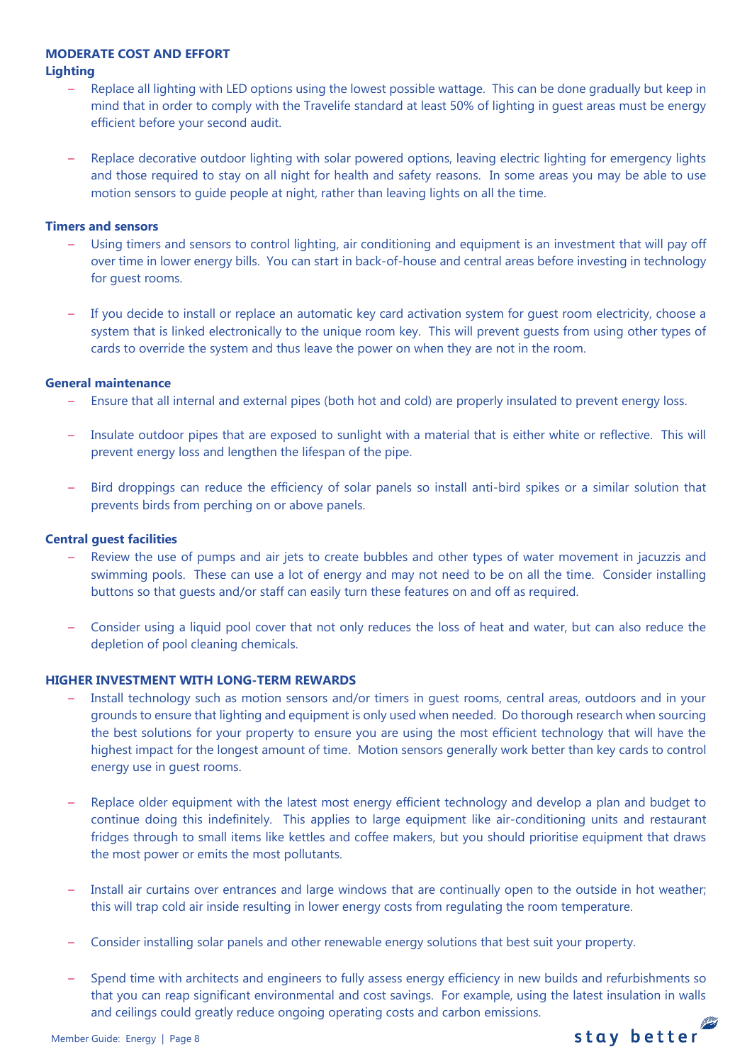## MODERATE COST AND EFFORT

### Lighting

- Replace all lighting with LED options using the lowest possible wattage. This can be done gradually but keep in mind that in order to comply with the Travelife standard at least 50% of lighting in guest areas must be energy efficient before your second audit.

- Replace decorative outdoor lighting with solar powered options, leaving electric lighting for emergency lights and those required to stay on all night for health and safety reasons. In some areas you may be able to use motion sensors to guide people at night, rather than leaving lights on all the time.

### Timers and sensors

- Using timers and sensors to control lighting, air conditioning and equipment is an investment that will pay off over time in lower energy bills. You can start in back-of-house and central areas before investing in technology for guest rooms.

- If you decide to install or replace an automatic key card activation system for guest room electricity, choose a system that is linked electronically to the unique room key. This will prevent guests from using other types of cards to override the system and thus leave the power on when they are not in the room.

### General maintenance

- Ensure that all internal and external pipes (both hot and cold) are properly insulated to prevent energy loss.

- Insulate outdoor pipes that are exposed to sunlight with a material that is either white or reflective. This will prevent energy loss and lengthen the lifespan of the pipe.

- Bird droppings can reduce the efficiency of solar panels so install anti-bird spikes or a similar solution that prevents birds from perching on or above panels.

### Central guest facilities

- Review the use of pumps and air jets to create bubbles and other types of water movement in jacuzzis and swimming pools. These can use a lot of energy and may not need to be on all the time. Consider installing buttons so that guests and/or staff can easily turn these features on and off as required.

- Consider using a liquid pool cover that not only reduces the loss of heat and water, but can also reduce the depletion of pool cleaning chemicals.

## HIGHER INVESTMENT WITH LONG-TERM REWARDS

- Install technology such as motion sensors and/or timers in guest rooms, central areas, outdoors and in your grounds to ensure that lighting and equipment is only used when needed. Do thorough research when sourcing the best solutions for your property to ensure you are using the most efficient technology that will have the highest impact for the longest amount of time. Motion sensors generally work better than key cards to control energy use in guest rooms.

- Replace older equipment with the latest most energy efficient technology and develop a plan and budget to continue doing this indefinitely. This applies to large equipment like air-conditioning units and restaurant fridges through to small items like kettles and coffee makers, but you should prioritise equipment that draws the most power or emits the most pollutants.

- Install air curtains over entrances and large windows that are continually open to the outside in hot weather; this will trap cold air inside resulting in lower energy costs from regulating the room temperature.

- Consider installing solar panels and other renewable energy solutions that best suit your property.

- Spend time with architects and engineers to fully assess energy efficiency in new builds and refurbishments so that you can reap significant environmental and cost savings. For example, using the latest insulation in walls and ceilings could greatly reduce ongoing operating costs and carbon emissions.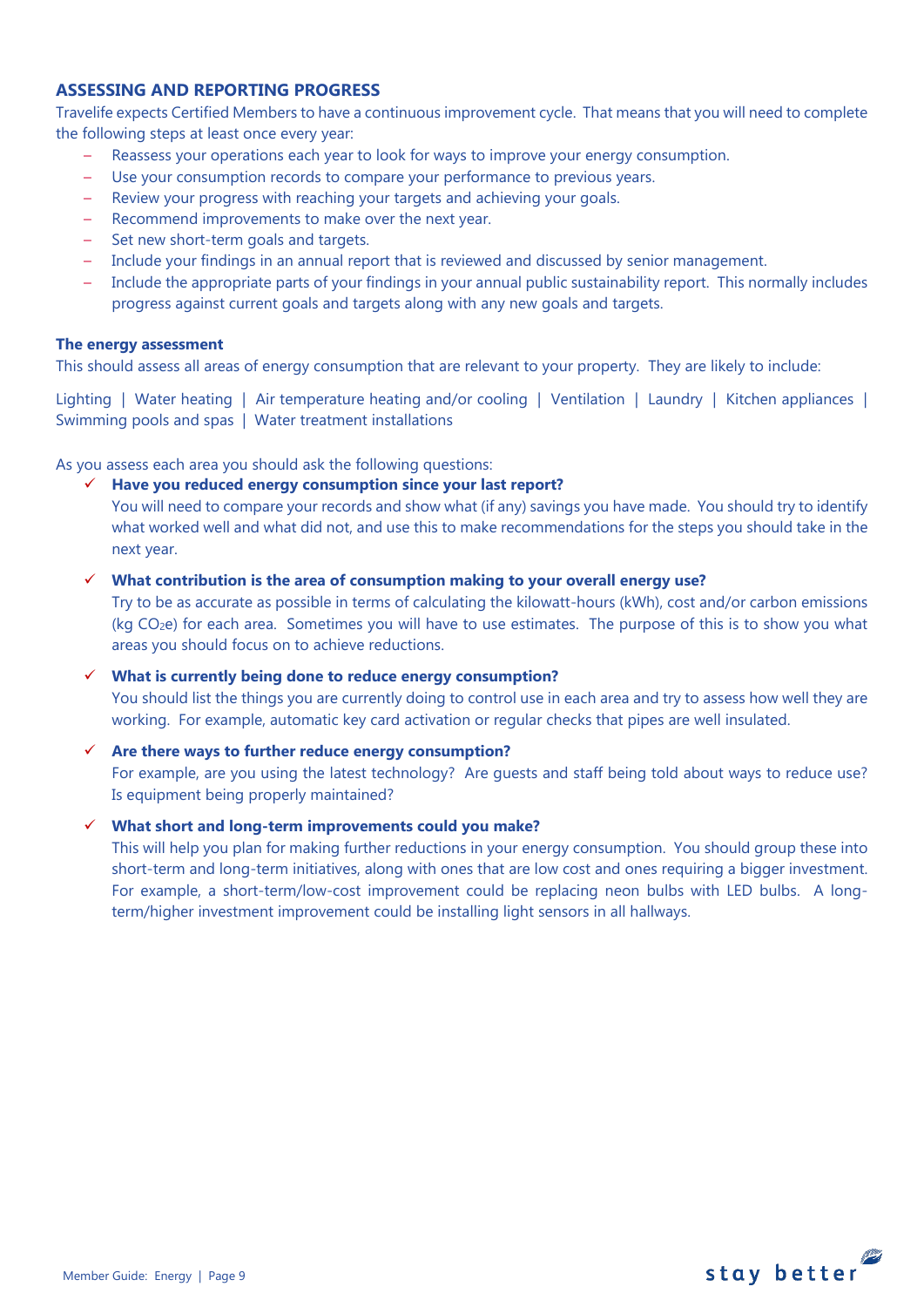## ASSESSING AND REPORTING PROGRESS

Travelife expects Certified Members to have a continuous improvement cycle. That means that you will need to complete the following steps at least once every year:

- Reassess your operations each year to look for ways to improve your energy consumption.
- Use your consumption records to compare your performance to previous years.
- Review your progress with reaching your targets and achieving your goals.
- Recommend improvements to make over the next year.
- Set new short-term goals and targets.
- Include your findings in an annual report that is reviewed and discussed by senior management.
- Include the appropriate parts of your findings in your annual public sustainability report. This normally includes progress against current goals and targets along with any new goals and targets.

### The energy assessment

This should assess all areas of energy consumption that are relevant to your property. They are likely to include:

Lighting | Water heating | Air temperature heating and/or cooling | Ventilation | Laundry | Kitchen appliances | Swimming pools and spas | Water treatment installations

As you assess each area you should ask the following questions:

- ✓ **Have you reduced energy consumption since your last report?**
  You will need to compare your records and show what (if any) savings you have made. You should try to identify what worked well and what did not, and use this to make recommendations for the steps you should take in the next year.

- ✓ **What contribution is the area of consumption making to your overall energy use?**
  Try to be as accurate as possible in terms of calculating the kilowatt-hours (kWh), cost and/or carbon emissions (kg $CO_2e$) for each area. Sometimes you will have to use estimates. The purpose of this is to show you what areas you should focus on to achieve reductions.

- ✓ **What is currently being done to reduce energy consumption?**
  You should list the things you are currently doing to control use in each area and try to assess how well they are working. For example, automatic key card activation or regular checks that pipes are well insulated.

- ✓ **Are there ways to further reduce energy consumption?**
  For example, are you using the latest technology? Are guests and staff being told about ways to reduce use? Is equipment being properly maintained?

- ✓ **What short and long-term improvements could you make?**
  This will help you plan for making further reductions in your energy consumption. You should group these into short-term and long-term initiatives, along with ones that are low cost and ones requiring a bigger investment. For example, a short-term/low-cost improvement could be replacing neon bulbs with LED bulbs. A long-term/higher investment improvement could be installing light sensors in all hallways.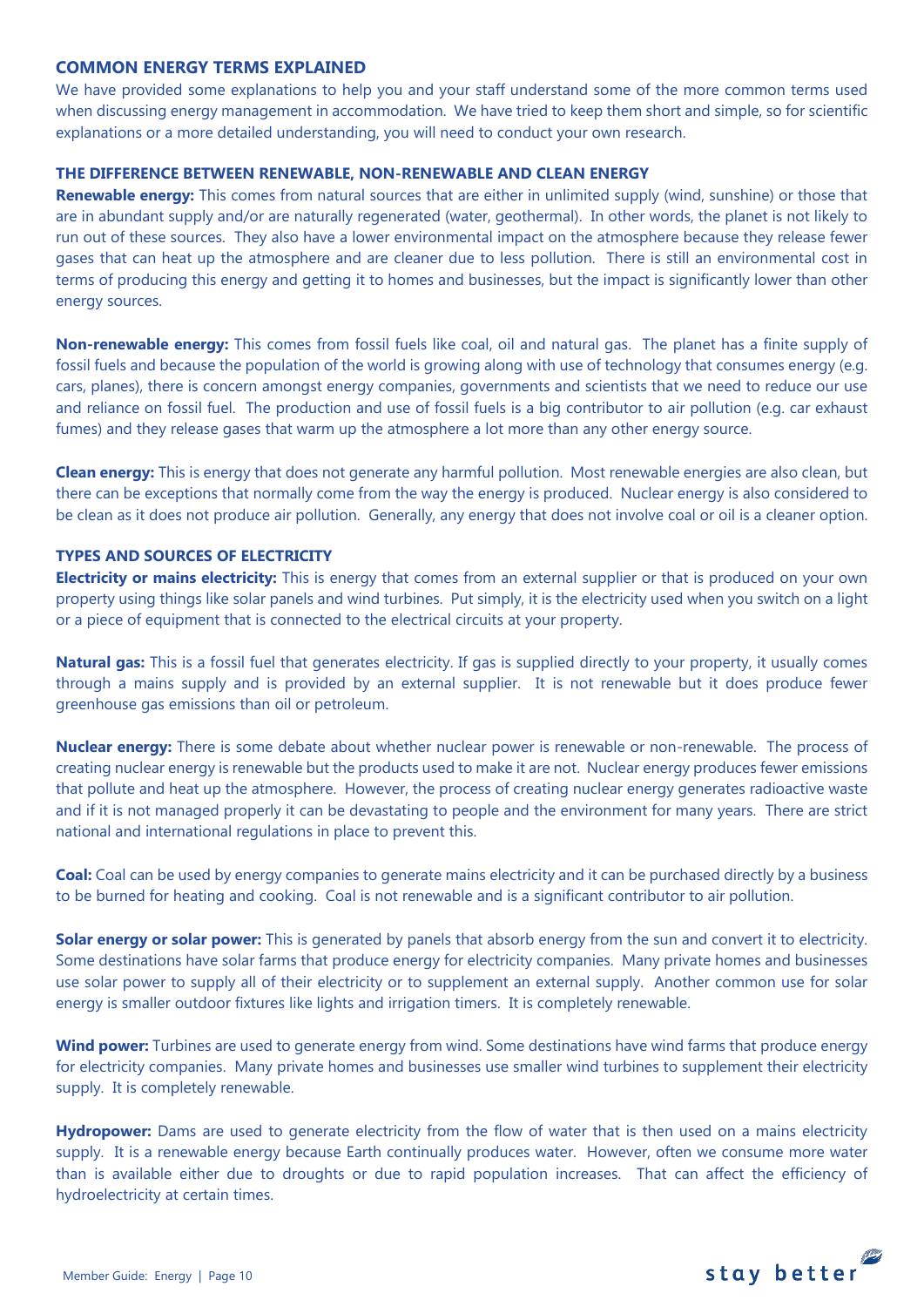## COMMON ENERGY TERMS EXPLAINED

We have provided some explanations to help you and your staff understand some of the more common terms used when discussing energy management in accommodation. We have tried to keep them short and simple, so for scientific explanations or a more detailed understanding, you will need to conduct your own research.

### THE DIFFERENCE BETWEEN RENEWABLE, NON-RENEWABLE AND CLEAN ENERGY

**Renewable energy:** This comes from natural sources that are either in unlimited supply (wind, sunshine) or those that are in abundant supply and/or are naturally regenerated (water, geothermal). In other words, the planet is not likely to run out of these sources. They also have a lower environmental impact on the atmosphere because they release fewer gases that can heat up the atmosphere and are cleaner due to less pollution. There is still an environmental cost in terms of producing this energy and getting it to homes and businesses, but the impact is significantly lower than other energy sources.

**Non-renewable energy:** This comes from fossil fuels like coal, oil and natural gas. The planet has a finite supply of fossil fuels and because the population of the world is growing along with use of technology that consumes energy (e.g. cars, planes), there is concern amongst energy companies, governments and scientists that we need to reduce our use and reliance on fossil fuel. The production and use of fossil fuels is a big contributor to air pollution (e.g. car exhaust fumes) and they release gases that warm up the atmosphere a lot more than any other energy source.

**Clean energy:** This is energy that does not generate any harmful pollution. Most renewable energies are also clean, but there can be exceptions that normally come from the way the energy is produced. Nuclear energy is also considered to be clean as it does not produce air pollution. Generally, any energy that does not involve coal or oil is a cleaner option.

### TYPES AND SOURCES OF ELECTRICITY

**Electricity or mains electricity:** This is energy that comes from an external supplier or that is produced on your own property using things like solar panels and wind turbines. Put simply, it is the electricity used when you switch on a light or a piece of equipment that is connected to the electrical circuits at your property.

**Natural gas:** This is a fossil fuel that generates electricity. If gas is supplied directly to your property, it usually comes through a mains supply and is provided by an external supplier. It is not renewable but it does produce fewer greenhouse gas emissions than oil or petroleum.

**Nuclear energy:** There is some debate about whether nuclear power is renewable or non-renewable. The process of creating nuclear energy is renewable but the products used to make it are not. Nuclear energy produces fewer emissions that pollute and heat up the atmosphere. However, the process of creating nuclear energy generates radioactive waste and if it is not managed properly it can be devastating to people and the environment for many years. There are strict national and international regulations in place to prevent this.

**Coal:** Coal can be used by energy companies to generate mains electricity and it can be purchased directly by a business to be burned for heating and cooking. Coal is not renewable and is a significant contributor to air pollution.

**Solar energy or solar power:** This is generated by panels that absorb energy from the sun and convert it to electricity. Some destinations have solar farms that produce energy for electricity companies. Many private homes and businesses use solar power to supply all of their electricity or to supplement an external supply. Another common use for solar energy is smaller outdoor fixtures like lights and irrigation timers. It is completely renewable.

**Wind power:** Turbines are used to generate energy from wind. Some destinations have wind farms that produce energy for electricity companies. Many private homes and businesses use smaller wind turbines to supplement their electricity supply. It is completely renewable.

**Hydropower:** Dams are used to generate electricity from the flow of water that is then used on a mains electricity supply. It is a renewable energy because Earth continually produces water. However, often we consume more water than is available either due to droughts or due to rapid population increases. That can affect the efficiency of hydroelectricity at certain times.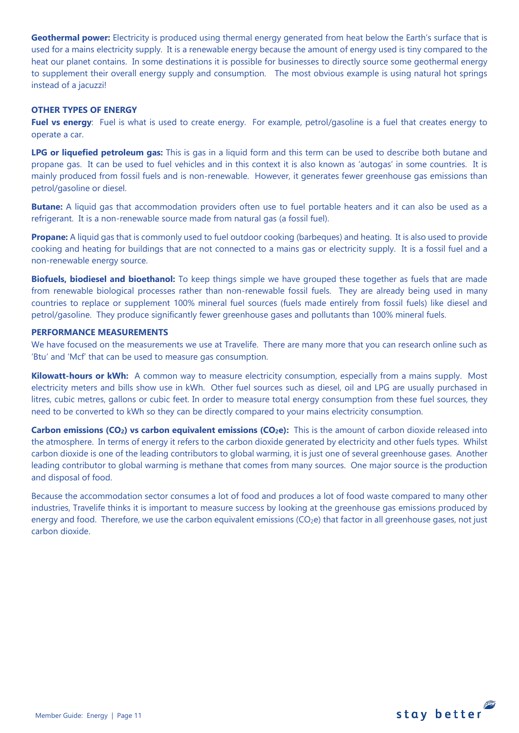**Geothermal power:** Electricity is produced using thermal energy generated from heat below the Earth's surface that is used for a mains electricity supply. It is a renewable energy because the amount of energy used is tiny compared to the heat our planet contains. In some destinations it is possible for businesses to directly source some geothermal energy to supplement their overall energy supply and consumption. The most obvious example is using natural hot springs instead of a jacuzzi!

### OTHER TYPES OF ENERGY

**Fuel vs energy**: Fuel is what is used to create energy. For example, petrol/gasoline is a fuel that creates energy to operate a car.

**LPG or liquefied petroleum gas:** This is gas in a liquid form and this term can be used to describe both butane and propane gas. It can be used to fuel vehicles and in this context it is also known as 'autogas' in some countries. It is mainly produced from fossil fuels and is non-renewable. However, it generates fewer greenhouse gas emissions than petrol/gasoline or diesel.

**Butane:** A liquid gas that accommodation providers often use to fuel portable heaters and it can also be used as a refrigerant. It is a non-renewable source made from natural gas (a fossil fuel).

**Propane:** A liquid gas that is commonly used to fuel outdoor cooking (barbeques) and heating. It is also used to provide cooking and heating for buildings that are not connected to a mains gas or electricity supply. It is a fossil fuel and a non-renewable energy source.

**Biofuels, biodiesel and bioethanol:** To keep things simple we have grouped these together as fuels that are made from renewable biological processes rather than non-renewable fossil fuels. They are already being used in many countries to replace or supplement 100% mineral fuel sources (fuels made entirely from fossil fuels) like diesel and petrol/gasoline. They produce significantly fewer greenhouse gases and pollutants than 100% mineral fuels.

### PERFORMANCE MEASUREMENTS

We have focused on the measurements we use at Travelife. There are many more that you can research online such as 'Btu' and 'Mcf' that can be used to measure gas consumption.

**Kilowatt-hours or kWh:** A common way to measure electricity consumption, especially from a mains supply. Most electricity meters and bills show use in kWh. Other fuel sources such as diesel, oil and LPG are usually purchased in litres, cubic metres, gallons or cubic feet. In order to measure total energy consumption from these fuel sources, they need to be converted to kWh so they can be directly compared to your mains electricity consumption.

**Carbon emissions ($CO_2$) vs carbon equivalent emissions ($CO_2e$):** This is the amount of carbon dioxide released into the atmosphere. In terms of energy it refers to the carbon dioxide generated by electricity and other fuels types. Whilst carbon dioxide is one of the leading contributors to global warming, it is just one of several greenhouse gases. Another leading contributor to global warming is methane that comes from many sources. One major source is the production and disposal of food.

Because the accommodation sector consumes a lot of food and produces a lot of food waste compared to many other industries, Travelife thinks it is important to measure success by looking at the greenhouse gas emissions produced by energy and food. Therefore, we use the carbon equivalent emissions ($CO_2e$) that factor in all greenhouse gases, not just carbon dioxide.